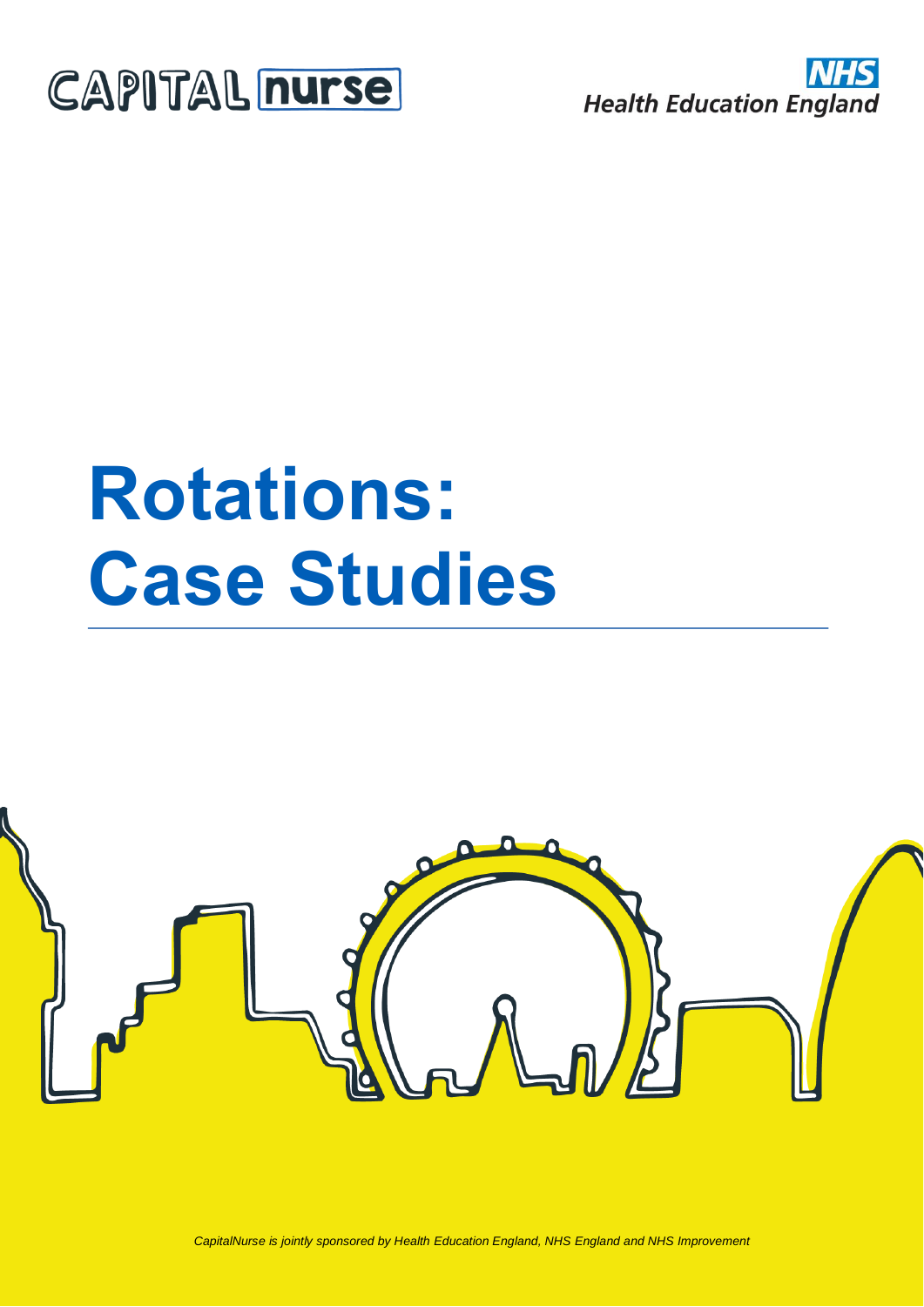CAPITAL nurse

NHS
Health Education England

# Rotations: Case Studies

*CapitalNurse is jointly sponsored by Health Education England, NHS England and NHS Improvement*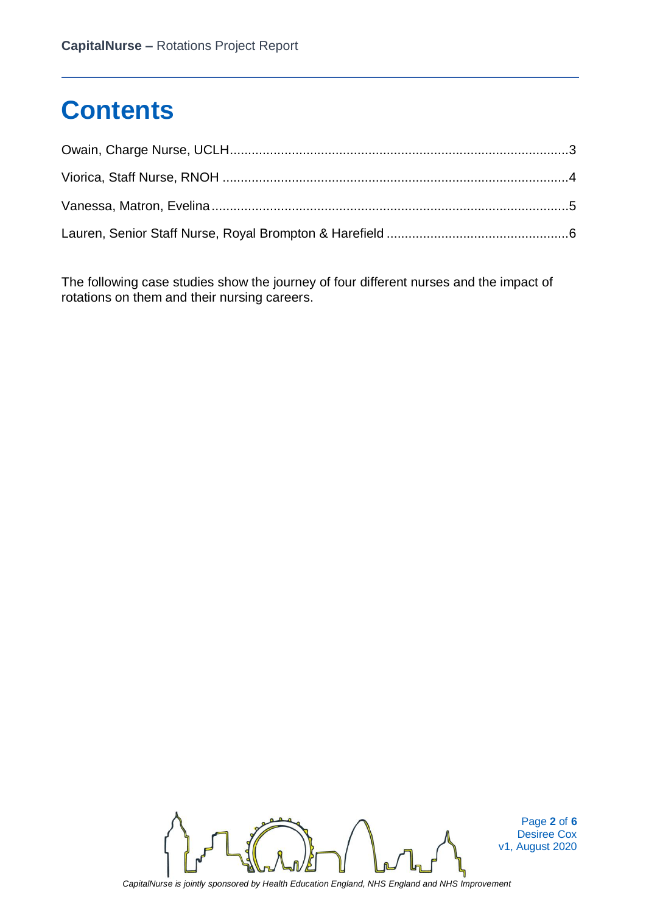# Contents

Owain, Charge Nurse, UCLH ........................................................................................3

Viorica, Staff Nurse, RNOH .........................................................................................4

Vanessa, Matron, Evelina ............................................................................................5

Lauren, Senior Staff Nurse, Royal Brompton & Harefield ............................................6

The following case studies show the journey of four different nurses and the impact of rotations on them and their nursing careers.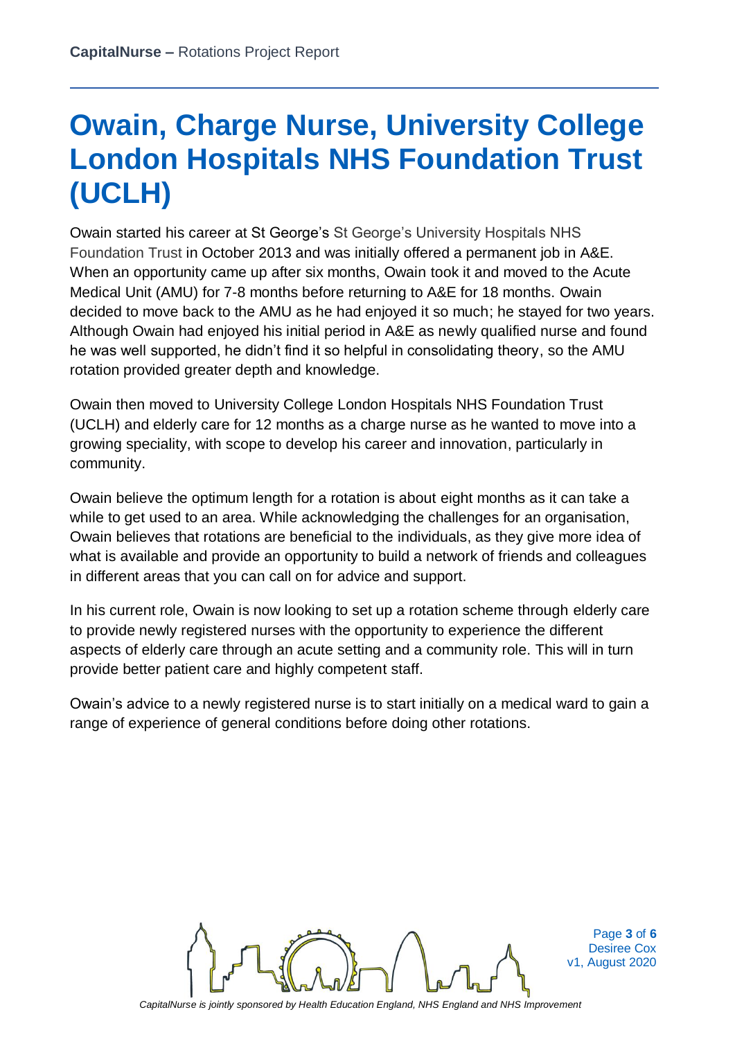# Owain, Charge Nurse, University College London Hospitals NHS Foundation Trust (UCLH)

Owain started his career at St George's St George's University Hospitals NHS Foundation Trust in October 2013 and was initially offered a permanent job in A&E. When an opportunity came up after six months, Owain took it and moved to the Acute Medical Unit (AMU) for 7-8 months before returning to A&E for 18 months. Owain decided to move back to the AMU as he had enjoyed it so much; he stayed for two years. Although Owain had enjoyed his initial period in A&E as newly qualified nurse and found he was well supported, he didn't find it so helpful in consolidating theory, so the AMU rotation provided greater depth and knowledge.

Owain then moved to University College London Hospitals NHS Foundation Trust (UCLH) and elderly care for 12 months as a charge nurse as he wanted to move into a growing speciality, with scope to develop his career and innovation, particularly in community.

Owain believe the optimum length for a rotation is about eight months as it can take a while to get used to an area. While acknowledging the challenges for an organisation, Owain believes that rotations are beneficial to the individuals, as they give more idea of what is available and provide an opportunity to build a network of friends and colleagues in different areas that you can call on for advice and support.

In his current role, Owain is now looking to set up a rotation scheme through elderly care to provide newly registered nurses with the opportunity to experience the different aspects of elderly care through an acute setting and a community role. This will in turn provide better patient care and highly competent staff.

Owain's advice to a newly registered nurse is to start initially on a medical ward to gain a range of experience of general conditions before doing other rotations.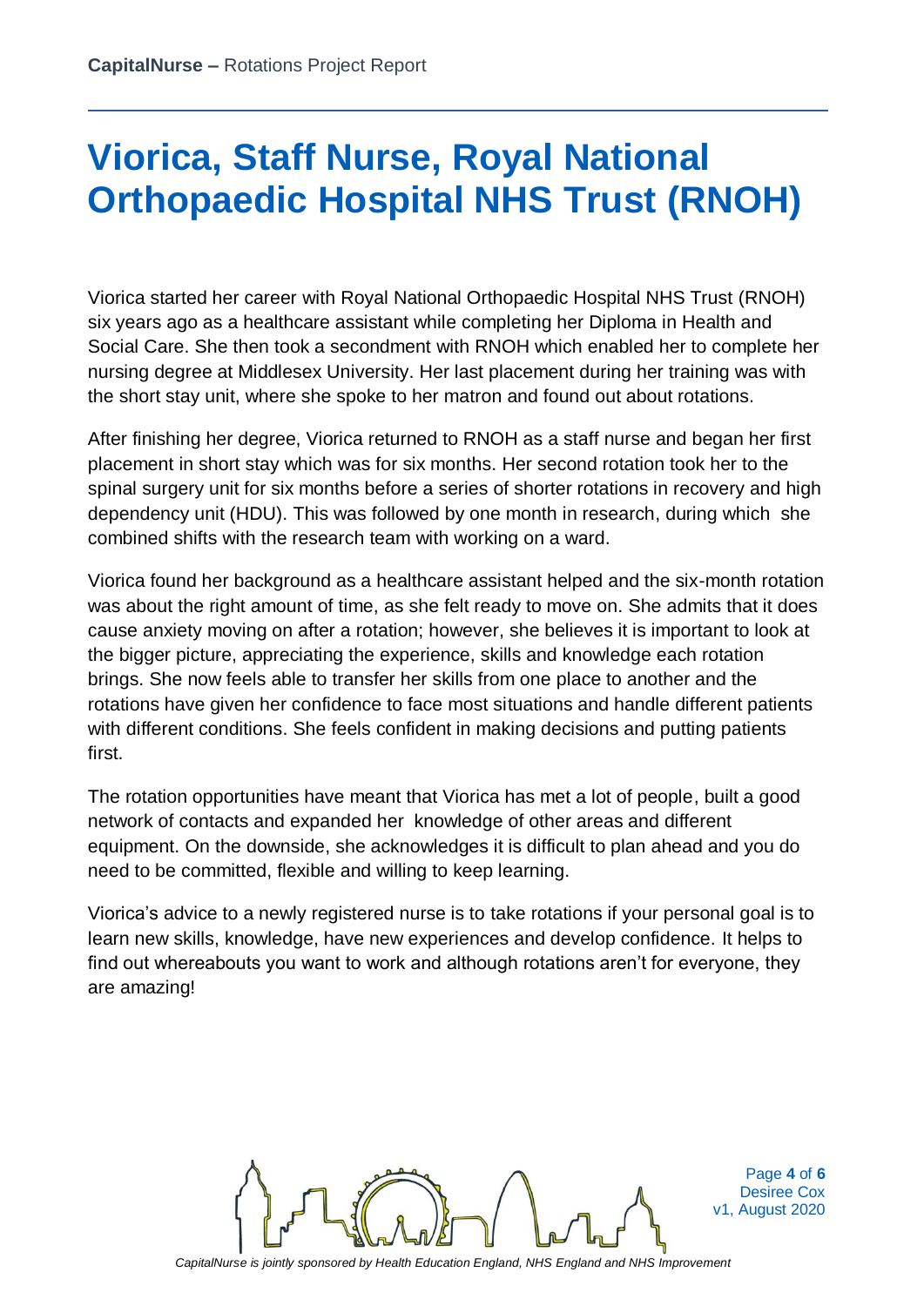# Viorica, Staff Nurse, Royal National Orthopaedic Hospital NHS Trust (RNOH)

Viorica started her career with Royal National Orthopaedic Hospital NHS Trust (RNOH) six years ago as a healthcare assistant while completing her Diploma in Health and Social Care. She then took a secondment with RNOH which enabled her to complete her nursing degree at Middlesex University. Her last placement during her training was with the short stay unit, where she spoke to her matron and found out about rotations.

After finishing her degree, Viorica returned to RNOH as a staff nurse and began her first placement in short stay which was for six months. Her second rotation took her to the spinal surgery unit for six months before a series of shorter rotations in recovery and high dependency unit (HDU). This was followed by one month in research, during which she combined shifts with the research team with working on a ward.

Viorica found her background as a healthcare assistant helped and the six-month rotation was about the right amount of time, as she felt ready to move on. She admits that it does cause anxiety moving on after a rotation; however, she believes it is important to look at the bigger picture, appreciating the experience, skills and knowledge each rotation brings. She now feels able to transfer her skills from one place to another and the rotations have given her confidence to face most situations and handle different patients with different conditions. She feels confident in making decisions and putting patients first.

The rotation opportunities have meant that Viorica has met a lot of people, built a good network of contacts and expanded her knowledge of other areas and different equipment. On the downside, she acknowledges it is difficult to plan ahead and you do need to be committed, flexible and willing to keep learning.

Viorica's advice to a newly registered nurse is to take rotations if your personal goal is to learn new skills, knowledge, have new experiences and develop confidence. It helps to find out whereabouts you want to work and although rotations aren't for everyone, they are amazing!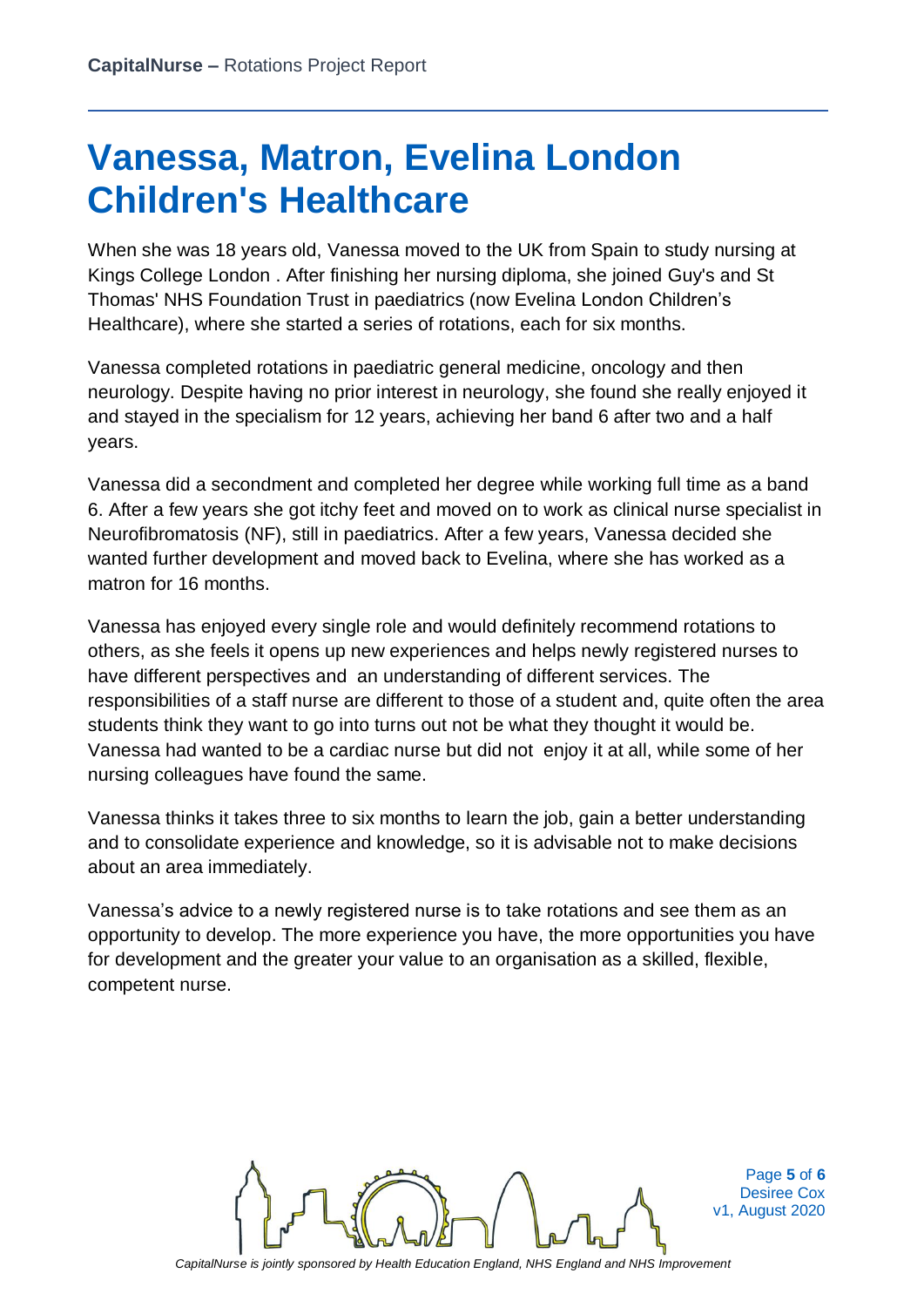# Vanessa, Matron, Evelina London Children's Healthcare

When she was 18 years old, Vanessa moved to the UK from Spain to study nursing at Kings College London . After finishing her nursing diploma, she joined Guy's and St Thomas' NHS Foundation Trust in paediatrics (now Evelina London Children's Healthcare), where she started a series of rotations, each for six months.

Vanessa completed rotations in paediatric general medicine, oncology and then neurology. Despite having no prior interest in neurology, she found she really enjoyed it and stayed in the specialism for 12 years, achieving her band 6 after two and a half years.

Vanessa did a secondment and completed her degree while working full time as a band 6. After a few years she got itchy feet and moved on to work as clinical nurse specialist in Neurofibromatosis (NF), still in paediatrics. After a few years, Vanessa decided she wanted further development and moved back to Evelina, where she has worked as a matron for 16 months.

Vanessa has enjoyed every single role and would definitely recommend rotations to others, as she feels it opens up new experiences and helps newly registered nurses to have different perspectives and an understanding of different services. The responsibilities of a staff nurse are different to those of a student and, quite often the area students think they want to go into turns out not be what they thought it would be. Vanessa had wanted to be a cardiac nurse but did not enjoy it at all, while some of her nursing colleagues have found the same.

Vanessa thinks it takes three to six months to learn the job, gain a better understanding and to consolidate experience and knowledge, so it is advisable not to make decisions about an area immediately.

Vanessa's advice to a newly registered nurse is to take rotations and see them as an opportunity to develop. The more experience you have, the more opportunities you have for development and the greater your value to an organisation as a skilled, flexible, competent nurse.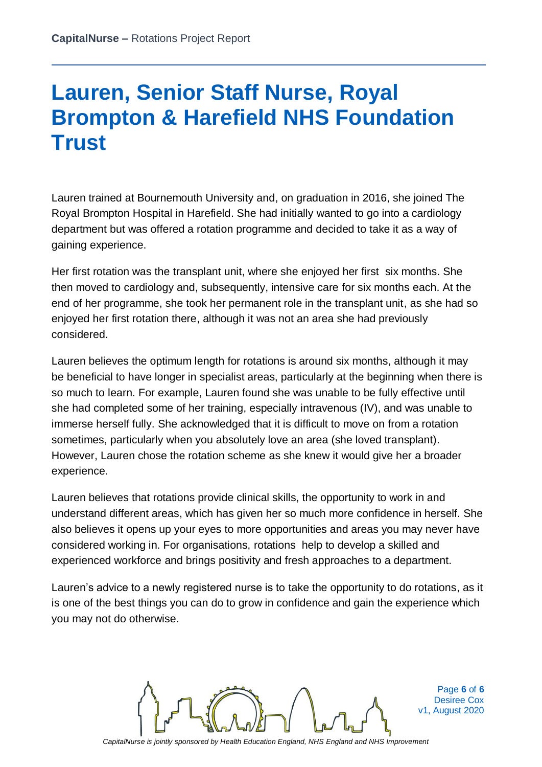# Lauren, Senior Staff Nurse, Royal Brompton & Harefield NHS Foundation Trust

Lauren trained at Bournemouth University and, on graduation in 2016, she joined The Royal Brompton Hospital in Harefield. She had initially wanted to go into a cardiology department but was offered a rotation programme and decided to take it as a way of gaining experience.

Her first rotation was the transplant unit, where she enjoyed her first six months. She then moved to cardiology and, subsequently, intensive care for six months each. At the end of her programme, she took her permanent role in the transplant unit, as she had so enjoyed her first rotation there, although it was not an area she had previously considered.

Lauren believes the optimum length for rotations is around six months, although it may be beneficial to have longer in specialist areas, particularly at the beginning when there is so much to learn. For example, Lauren found she was unable to be fully effective until she had completed some of her training, especially intravenous (IV), and was unable to immerse herself fully. She acknowledged that it is difficult to move on from a rotation sometimes, particularly when you absolutely love an area (she loved transplant). However, Lauren chose the rotation scheme as she knew it would give her a broader experience.

Lauren believes that rotations provide clinical skills, the opportunity to work in and understand different areas, which has given her so much more confidence in herself. She also believes it opens up your eyes to more opportunities and areas you may never have considered working in. For organisations, rotations help to develop a skilled and experienced workforce and brings positivity and fresh approaches to a department.

Lauren's advice to a newly registered nurse is to take the opportunity to do rotations, as it is one of the best things you can do to grow in confidence and gain the experience which you may not do otherwise.